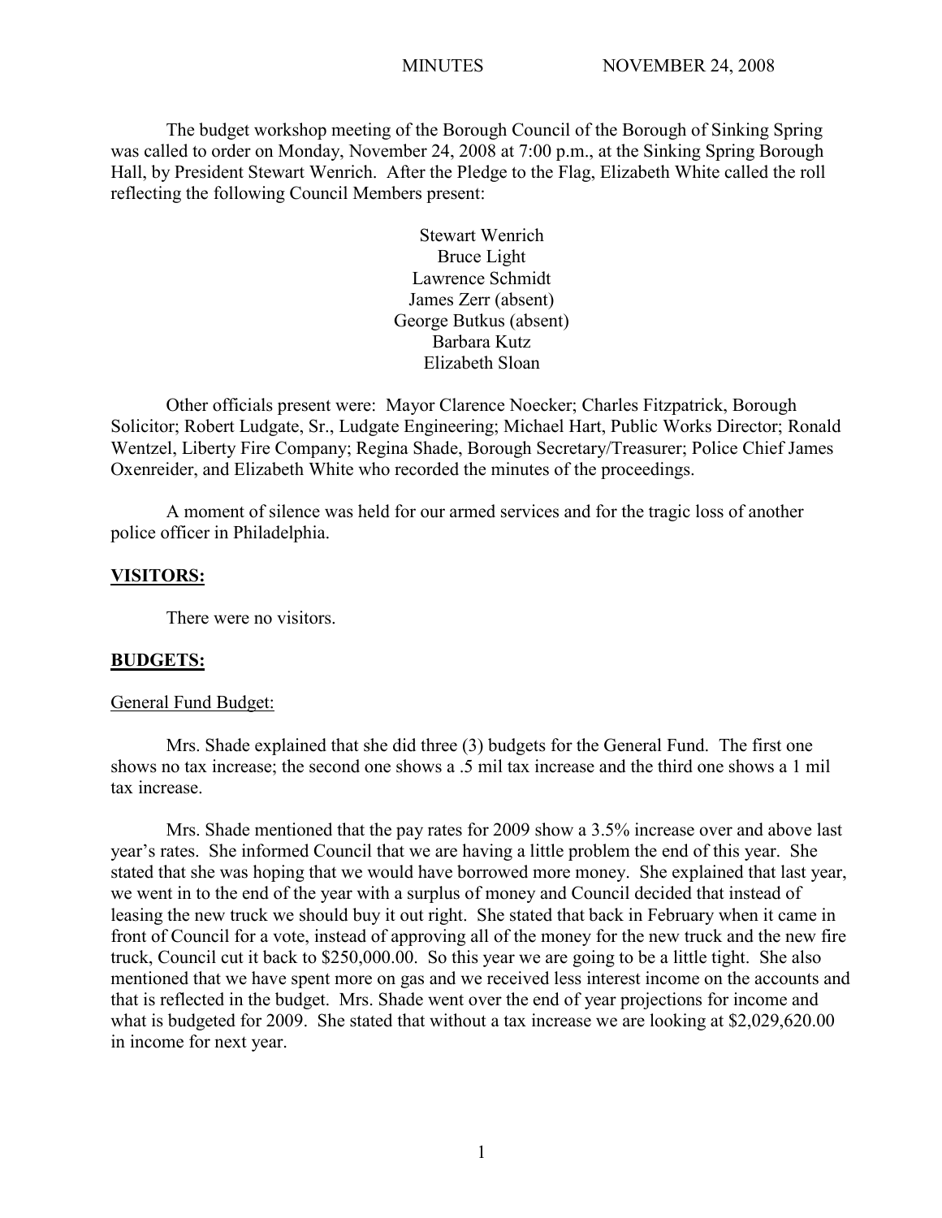MINUTES NOVEMBER 24, 2008

The budget workshop meeting of the Borough Council of the Borough of Sinking Spring was called to order on Monday, November 24, 2008 at 7:00 p.m., at the Sinking Spring Borough Hall, by President Stewart Wenrich. After the Pledge to the Flag, Elizabeth White called the roll reflecting the following Council Members present:

Stewart Wenrich
Bruce Light
Lawrence Schmidt
James Zerr (absent)
George Butkus (absent)
Barbara Kutz
Elizabeth Sloan

Other officials present were: Mayor Clarence Noecker; Charles Fitzpatrick, Borough Solicitor; Robert Ludgate, Sr., Ludgate Engineering; Michael Hart, Public Works Director; Ronald Wentzel, Liberty Fire Company; Regina Shade, Borough Secretary/Treasurer; Police Chief James Oxenreider, and Elizabeth White who recorded the minutes of the proceedings.

A moment of silence was held for our armed services and for the tragic loss of another police officer in Philadelphia.

**VISITORS:**

There were no visitors.

**BUDGETS:**

General Fund Budget:

Mrs. Shade explained that she did three (3) budgets for the General Fund. The first one shows no tax increase; the second one shows a .5 mil tax increase and the third one shows a 1 mil tax increase.

Mrs. Shade mentioned that the pay rates for 2009 show a 3.5% increase over and above last year's rates. She informed Council that we are having a little problem the end of this year. She stated that she was hoping that we would have borrowed more money. She explained that last year, we went in to the end of the year with a surplus of money and Council decided that instead of leasing the new truck we should buy it out right. She stated that back in February when it came in front of Council for a vote, instead of approving all of the money for the new truck and the new fire truck, Council cut it back to $250,000.00. So this year we are going to be a little tight. She also mentioned that we have spent more on gas and we received less interest income on the accounts and that is reflected in the budget. Mrs. Shade went over the end of year projections for income and what is budgeted for 2009. She stated that without a tax increase we are looking at $2,029,620.00 in income for next year.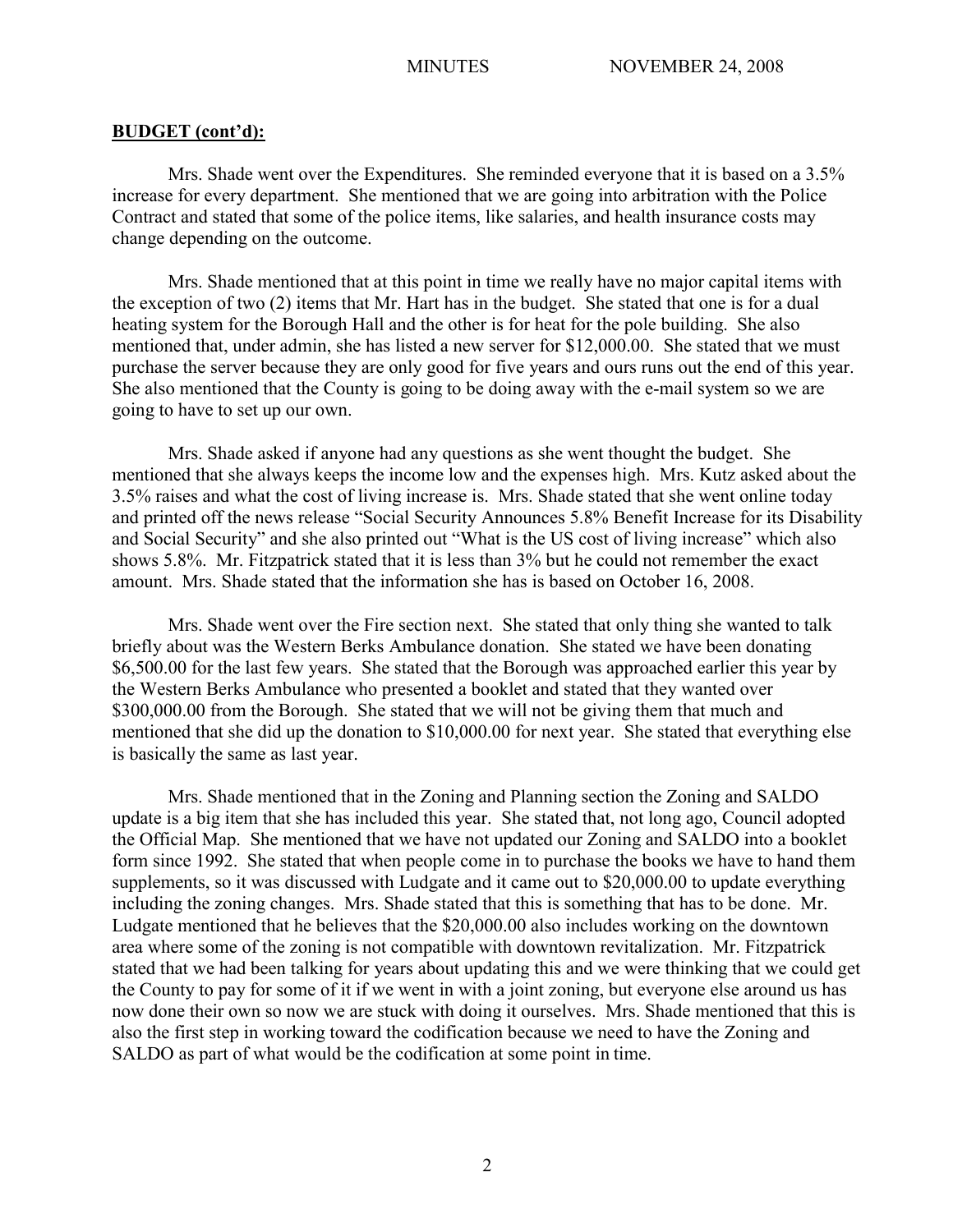**BUDGET (cont'd):**

Mrs. Shade went over the Expenditures. She reminded everyone that it is based on a 3.5% increase for every department. She mentioned that we are going into arbitration with the Police Contract and stated that some of the police items, like salaries, and health insurance costs may change depending on the outcome.

Mrs. Shade mentioned that at this point in time we really have no major capital items with the exception of two (2) items that Mr. Hart has in the budget. She stated that one is for a dual heating system for the Borough Hall and the other is for heat for the pole building. She also mentioned that, under admin, she has listed a new server for $12,000.00. She stated that we must purchase the server because they are only good for five years and ours runs out the end of this year. She also mentioned that the County is going to be doing away with the e-mail system so we are going to have to set up our own.

Mrs. Shade asked if anyone had any questions as she went thought the budget. She mentioned that she always keeps the income low and the expenses high. Mrs. Kutz asked about the 3.5% raises and what the cost of living increase is. Mrs. Shade stated that she went online today and printed off the news release "Social Security Announces 5.8% Benefit Increase for its Disability and Social Security" and she also printed out "What is the US cost of living increase" which also shows 5.8%. Mr. Fitzpatrick stated that it is less than 3% but he could not remember the exact amount. Mrs. Shade stated that the information she has is based on October 16, 2008.

Mrs. Shade went over the Fire section next. She stated that only thing she wanted to talk briefly about was the Western Berks Ambulance donation. She stated we have been donating $6,500.00 for the last few years. She stated that the Borough was approached earlier this year by the Western Berks Ambulance who presented a booklet and stated that they wanted over $300,000.00 from the Borough. She stated that we will not be giving them that much and mentioned that she did up the donation to $10,000.00 for next year. She stated that everything else is basically the same as last year.

Mrs. Shade mentioned that in the Zoning and Planning section the Zoning and SALDO update is a big item that she has included this year. She stated that, not long ago, Council adopted the Official Map. She mentioned that we have not updated our Zoning and SALDO into a booklet form since 1992. She stated that when people come in to purchase the books we have to hand them supplements, so it was discussed with Ludgate and it came out to $20,000.00 to update everything including the zoning changes. Mrs. Shade stated that this is something that has to be done. Mr. Ludgate mentioned that he believes that the $20,000.00 also includes working on the downtown area where some of the zoning is not compatible with downtown revitalization. Mr. Fitzpatrick stated that we had been talking for years about updating this and we were thinking that we could get the County to pay for some of it if we went in with a joint zoning, but everyone else around us has now done their own so now we are stuck with doing it ourselves. Mrs. Shade mentioned that this is also the first step in working toward the codification because we need to have the Zoning and SALDO as part of what would be the codification at some point in time.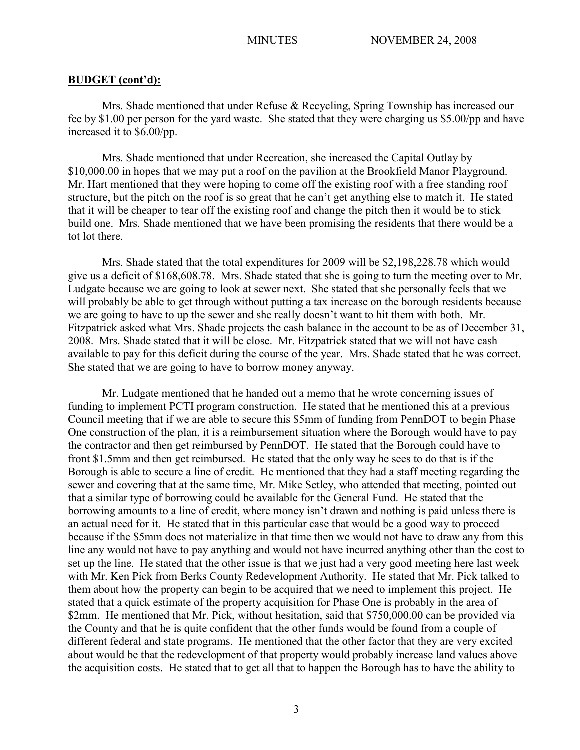**BUDGET (cont'd):**

Mrs. Shade mentioned that under Refuse & Recycling, Spring Township has increased our fee by $1.00 per person for the yard waste. She stated that they were charging us $5.00/pp and have increased it to $6.00/pp.

Mrs. Shade mentioned that under Recreation, she increased the Capital Outlay by $10,000.00 in hopes that we may put a roof on the pavilion at the Brookfield Manor Playground. Mr. Hart mentioned that they were hoping to come off the existing roof with a free standing roof structure, but the pitch on the roof is so great that he can't get anything else to match it. He stated that it will be cheaper to tear off the existing roof and change the pitch then it would be to stick build one. Mrs. Shade mentioned that we have been promising the residents that there would be a tot lot there.

Mrs. Shade stated that the total expenditures for 2009 will be $2,198,228.78 which would give us a deficit of $168,608.78. Mrs. Shade stated that she is going to turn the meeting over to Mr. Ludgate because we are going to look at sewer next. She stated that she personally feels that we will probably be able to get through without putting a tax increase on the borough residents because we are going to have to up the sewer and she really doesn't want to hit them with both. Mr. Fitzpatrick asked what Mrs. Shade projects the cash balance in the account to be as of December 31, 2008. Mrs. Shade stated that it will be close. Mr. Fitzpatrick stated that we will not have cash available to pay for this deficit during the course of the year. Mrs. Shade stated that he was correct. She stated that we are going to have to borrow money anyway.

Mr. Ludgate mentioned that he handed out a memo that he wrote concerning issues of funding to implement PCTI program construction. He stated that he mentioned this at a previous Council meeting that if we are able to secure this $5mm of funding from PennDOT to begin Phase One construction of the plan, it is a reimbursement situation where the Borough would have to pay the contractor and then get reimbursed by PennDOT. He stated that the Borough could have to front $1.5mm and then get reimbursed. He stated that the only way he sees to do that is if the Borough is able to secure a line of credit. He mentioned that they had a staff meeting regarding the sewer and covering that at the same time, Mr. Mike Setley, who attended that meeting, pointed out that a similar type of borrowing could be available for the General Fund. He stated that the borrowing amounts to a line of credit, where money isn't drawn and nothing is paid unless there is an actual need for it. He stated that in this particular case that would be a good way to proceed because if the $5mm does not materialize in that time then we would not have to draw any from this line any would not have to pay anything and would not have incurred anything other than the cost to set up the line. He stated that the other issue is that we just had a very good meeting here last week with Mr. Ken Pick from Berks County Redevelopment Authority. He stated that Mr. Pick talked to them about how the property can begin to be acquired that we need to implement this project. He stated that a quick estimate of the property acquisition for Phase One is probably in the area of $2mm. He mentioned that Mr. Pick, without hesitation, said that $750,000.00 can be provided via the County and that he is quite confident that the other funds would be found from a couple of different federal and state programs. He mentioned that the other factor that they are very excited about would be that the redevelopment of that property would probably increase land values above the acquisition costs. He stated that to get all that to happen the Borough has to have the ability to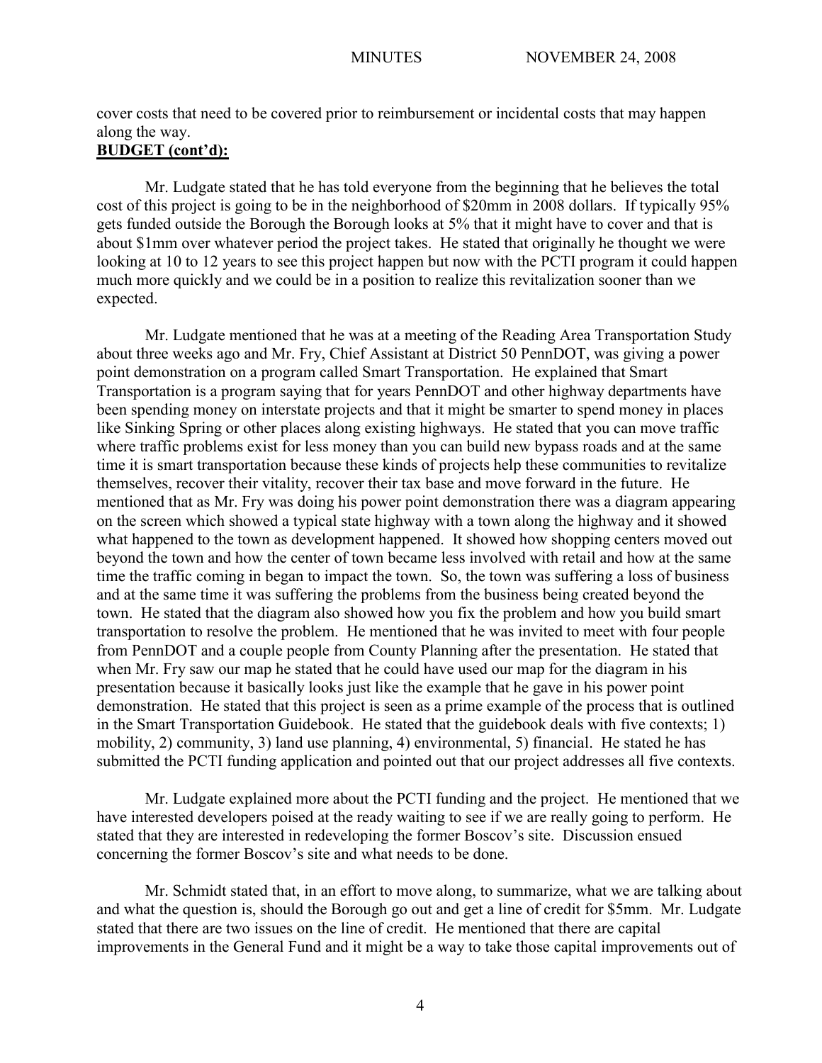cover costs that need to be covered prior to reimbursement or incidental costs that may happen along the way.

**BUDGET (cont'd):**

Mr. Ludgate stated that he has told everyone from the beginning that he believes the total cost of this project is going to be in the neighborhood of $20mm in 2008 dollars. If typically 95% gets funded outside the Borough the Borough looks at 5% that it might have to cover and that is about $1mm over whatever period the project takes. He stated that originally he thought we were looking at 10 to 12 years to see this project happen but now with the PCTI program it could happen much more quickly and we could be in a position to realize this revitalization sooner than we expected.

Mr. Ludgate mentioned that he was at a meeting of the Reading Area Transportation Study about three weeks ago and Mr. Fry, Chief Assistant at District 50 PennDOT, was giving a power point demonstration on a program called Smart Transportation. He explained that Smart Transportation is a program saying that for years PennDOT and other highway departments have been spending money on interstate projects and that it might be smarter to spend money in places like Sinking Spring or other places along existing highways. He stated that you can move traffic where traffic problems exist for less money than you can build new bypass roads and at the same time it is smart transportation because these kinds of projects help these communities to revitalize themselves, recover their vitality, recover their tax base and move forward in the future. He mentioned that as Mr. Fry was doing his power point demonstration there was a diagram appearing on the screen which showed a typical state highway with a town along the highway and it showed what happened to the town as development happened. It showed how shopping centers moved out beyond the town and how the center of town became less involved with retail and how at the same time the traffic coming in began to impact the town. So, the town was suffering a loss of business and at the same time it was suffering the problems from the business being created beyond the town. He stated that the diagram also showed how you fix the problem and how you build smart transportation to resolve the problem. He mentioned that he was invited to meet with four people from PennDOT and a couple people from County Planning after the presentation. He stated that when Mr. Fry saw our map he stated that he could have used our map for the diagram in his presentation because it basically looks just like the example that he gave in his power point demonstration. He stated that this project is seen as a prime example of the process that is outlined in the Smart Transportation Guidebook. He stated that the guidebook deals with five contexts; 1) mobility, 2) community, 3) land use planning, 4) environmental, 5) financial. He stated he has submitted the PCTI funding application and pointed out that our project addresses all five contexts.

Mr. Ludgate explained more about the PCTI funding and the project. He mentioned that we have interested developers poised at the ready waiting to see if we are really going to perform. He stated that they are interested in redeveloping the former Boscov's site. Discussion ensued concerning the former Boscov's site and what needs to be done.

Mr. Schmidt stated that, in an effort to move along, to summarize, what we are talking about and what the question is, should the Borough go out and get a line of credit for $5mm. Mr. Ludgate stated that there are two issues on the line of credit. He mentioned that there are capital improvements in the General Fund and it might be a way to take those capital improvements out of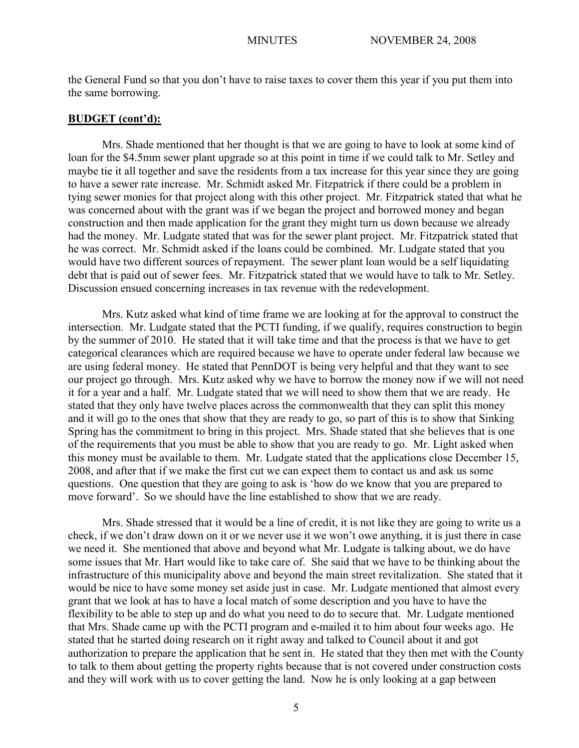the General Fund so that you don't have to raise taxes to cover them this year if you put them into the same borrowing.

**BUDGET (cont'd):**

Mrs. Shade mentioned that her thought is that we are going to have to look at some kind of loan for the $4.5mm sewer plant upgrade so at this point in time if we could talk to Mr. Setley and maybe tie it all together and save the residents from a tax increase for this year since they are going to have a sewer rate increase. Mr. Schmidt asked Mr. Fitzpatrick if there could be a problem in tying sewer monies for that project along with this other project. Mr. Fitzpatrick stated that what he was concerned about with the grant was if we began the project and borrowed money and began construction and then made application for the grant they might turn us down because we already had the money. Mr. Ludgate stated that was for the sewer plant project. Mr. Fitzpatrick stated that he was correct. Mr. Schmidt asked if the loans could be combined. Mr. Ludgate stated that you would have two different sources of repayment. The sewer plant loan would be a self liquidating debt that is paid out of sewer fees. Mr. Fitzpatrick stated that we would have to talk to Mr. Setley. Discussion ensued concerning increases in tax revenue with the redevelopment.

Mrs. Kutz asked what kind of time frame we are looking at for the approval to construct the intersection. Mr. Ludgate stated that the PCTI funding, if we qualify, requires construction to begin by the summer of 2010. He stated that it will take time and that the process is that we have to get categorical clearances which are required because we have to operate under federal law because we are using federal money. He stated that PennDOT is being very helpful and that they want to see our project go through. Mrs. Kutz asked why we have to borrow the money now if we will not need it for a year and a half. Mr. Ludgate stated that we will need to show them that we are ready. He stated that they only have twelve places across the commonwealth that they can split this money and it will go to the ones that show that they are ready to go, so part of this is to show that Sinking Spring has the commitment to bring in this project. Mrs. Shade stated that she believes that is one of the requirements that you must be able to show that you are ready to go. Mr. Light asked when this money must be available to them. Mr. Ludgate stated that the applications close December 15, 2008, and after that if we make the first cut we can expect them to contact us and ask us some questions. One question that they are going to ask is 'how do we know that you are prepared to move forward'. So we should have the line established to show that we are ready.

Mrs. Shade stressed that it would be a line of credit, it is not like they are going to write us a check, if we don't draw down on it or we never use it we won't owe anything, it is just there in case we need it. She mentioned that above and beyond what Mr. Ludgate is talking about, we do have some issues that Mr. Hart would like to take care of. She said that we have to be thinking about the infrastructure of this municipality above and beyond the main street revitalization. She stated that it would be nice to have some money set aside just in case. Mr. Ludgate mentioned that almost every grant that we look at has to have a local match of some description and you have to have the flexibility to be able to step up and do what you need to do to secure that. Mr. Ludgate mentioned that Mrs. Shade came up with the PCTI program and e-mailed it to him about four weeks ago. He stated that he started doing research on it right away and talked to Council about it and got authorization to prepare the application that he sent in. He stated that they then met with the County to talk to them about getting the property rights because that is not covered under construction costs and they will work with us to cover getting the land. Now he is only looking at a gap between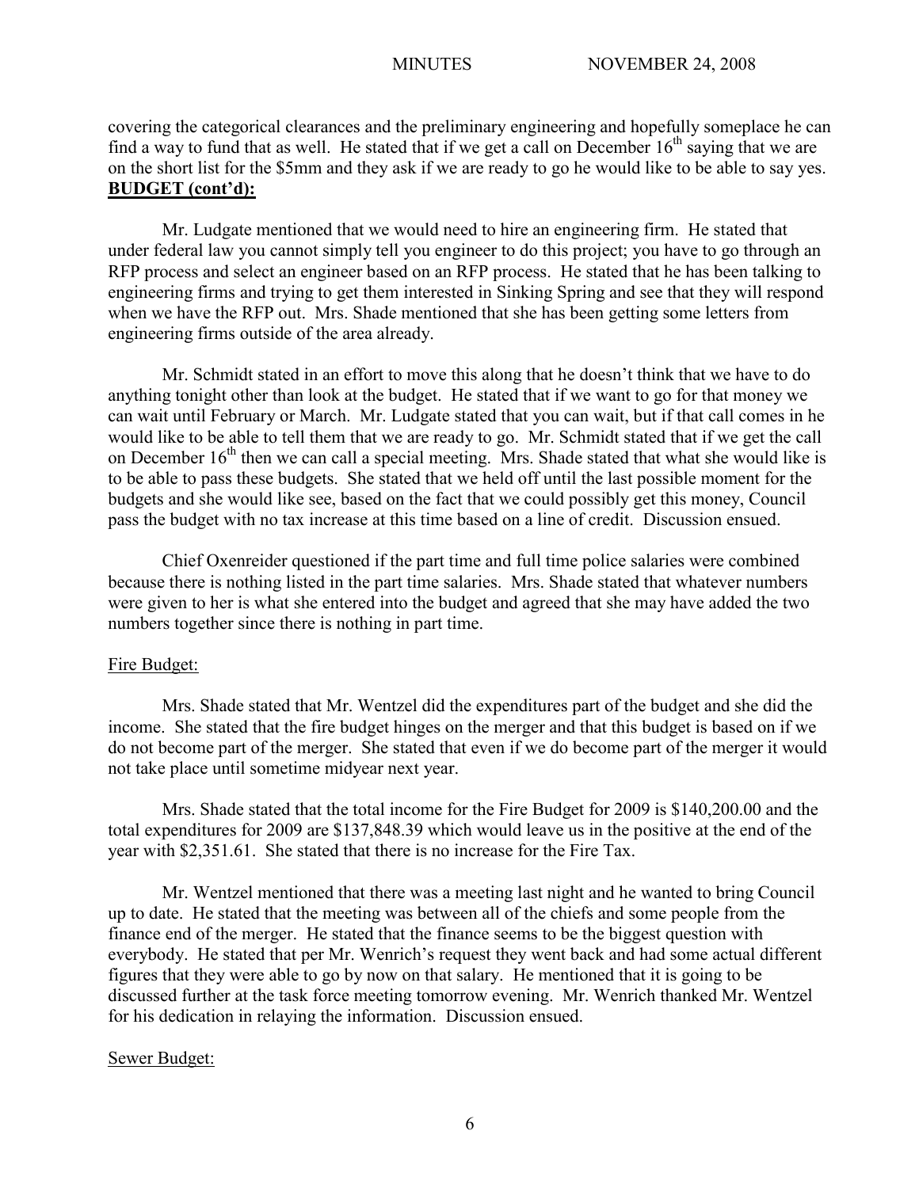covering the categorical clearances and the preliminary engineering and hopefully someplace he can find a way to fund that as well. He stated that if we get a call on December 16th saying that we are on the short list for the $5mm and they ask if we are ready to go he would like to be able to say yes.

**BUDGET (cont'd):**

Mr. Ludgate mentioned that we would need to hire an engineering firm. He stated that under federal law you cannot simply tell you engineer to do this project; you have to go through an RFP process and select an engineer based on an RFP process. He stated that he has been talking to engineering firms and trying to get them interested in Sinking Spring and see that they will respond when we have the RFP out. Mrs. Shade mentioned that she has been getting some letters from engineering firms outside of the area already.

Mr. Schmidt stated in an effort to move this along that he doesn't think that we have to do anything tonight other than look at the budget. He stated that if we want to go for that money we can wait until February or March. Mr. Ludgate stated that you can wait, but if that call comes in he would like to be able to tell them that we are ready to go. Mr. Schmidt stated that if we get the call on December 16th then we can call a special meeting. Mrs. Shade stated that what she would like is to be able to pass these budgets. She stated that we held off until the last possible moment for the budgets and she would like see, based on the fact that we could possibly get this money, Council pass the budget with no tax increase at this time based on a line of credit. Discussion ensued.

Chief Oxenreider questioned if the part time and full time police salaries were combined because there is nothing listed in the part time salaries. Mrs. Shade stated that whatever numbers were given to her is what she entered into the budget and agreed that she may have added the two numbers together since there is nothing in part time.

Fire Budget:

Mrs. Shade stated that Mr. Wentzel did the expenditures part of the budget and she did the income. She stated that the fire budget hinges on the merger and that this budget is based on if we do not become part of the merger. She stated that even if we do become part of the merger it would not take place until sometime midyear next year.

Mrs. Shade stated that the total income for the Fire Budget for 2009 is $140,200.00 and the total expenditures for 2009 are $137,848.39 which would leave us in the positive at the end of the year with $2,351.61. She stated that there is no increase for the Fire Tax.

Mr. Wentzel mentioned that there was a meeting last night and he wanted to bring Council up to date. He stated that the meeting was between all of the chiefs and some people from the finance end of the merger. He stated that the finance seems to be the biggest question with everybody. He stated that per Mr. Wenrich's request they went back and had some actual different figures that they were able to go by now on that salary. He mentioned that it is going to be discussed further at the task force meeting tomorrow evening. Mr. Wenrich thanked Mr. Wentzel for his dedication in relaying the information. Discussion ensued.

Sewer Budget: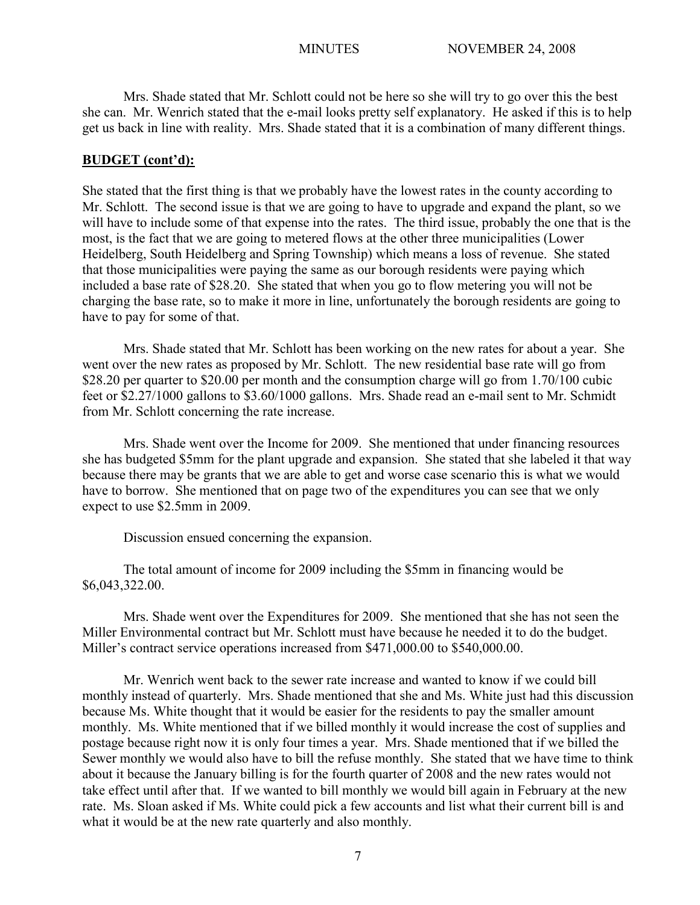Mrs. Shade stated that Mr. Schlott could not be here so she will try to go over this the best she can. Mr. Wenrich stated that the e-mail looks pretty self explanatory. He asked if this is to help get us back in line with reality. Mrs. Shade stated that it is a combination of many different things.

**BUDGET (cont'd):**

She stated that the first thing is that we probably have the lowest rates in the county according to Mr. Schlott. The second issue is that we are going to have to upgrade and expand the plant, so we will have to include some of that expense into the rates. The third issue, probably the one that is the most, is the fact that we are going to metered flows at the other three municipalities (Lower Heidelberg, South Heidelberg and Spring Township) which means a loss of revenue. She stated that those municipalities were paying the same as our borough residents were paying which included a base rate of $28.20. She stated that when you go to flow metering you will not be charging the base rate, so to make it more in line, unfortunately the borough residents are going to have to pay for some of that.

Mrs. Shade stated that Mr. Schlott has been working on the new rates for about a year. She went over the new rates as proposed by Mr. Schlott. The new residential base rate will go from $28.20 per quarter to $20.00 per month and the consumption charge will go from 1.70/100 cubic feet or $2.27/1000 gallons to $3.60/1000 gallons. Mrs. Shade read an e-mail sent to Mr. Schmidt from Mr. Schlott concerning the rate increase.

Mrs. Shade went over the Income for 2009. She mentioned that under financing resources she has budgeted $5mm for the plant upgrade and expansion. She stated that she labeled it that way because there may be grants that we are able to get and worse case scenario this is what we would have to borrow. She mentioned that on page two of the expenditures you can see that we only expect to use $2.5mm in 2009.

Discussion ensued concerning the expansion.

The total amount of income for 2009 including the $5mm in financing would be $6,043,322.00.

Mrs. Shade went over the Expenditures for 2009. She mentioned that she has not seen the Miller Environmental contract but Mr. Schlott must have because he needed it to do the budget. Miller's contract service operations increased from $471,000.00 to $540,000.00.

Mr. Wenrich went back to the sewer rate increase and wanted to know if we could bill monthly instead of quarterly. Mrs. Shade mentioned that she and Ms. White just had this discussion because Ms. White thought that it would be easier for the residents to pay the smaller amount monthly. Ms. White mentioned that if we billed monthly it would increase the cost of supplies and postage because right now it is only four times a year. Mrs. Shade mentioned that if we billed the Sewer monthly we would also have to bill the refuse monthly. She stated that we have time to think about it because the January billing is for the fourth quarter of 2008 and the new rates would not take effect until after that. If we wanted to bill monthly we would bill again in February at the new rate. Ms. Sloan asked if Ms. White could pick a few accounts and list what their current bill is and what it would be at the new rate quarterly and also monthly.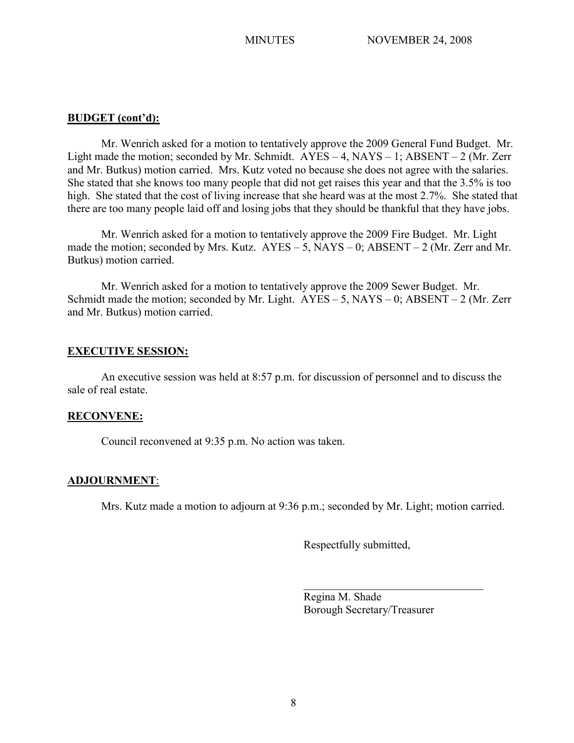**BUDGET (cont'd):**

Mr. Wenrich asked for a motion to tentatively approve the 2009 General Fund Budget. Mr. Light made the motion; seconded by Mr. Schmidt. AYES – 4, NAYS – 1; ABSENT – 2 (Mr. Zerr and Mr. Butkus) motion carried. Mrs. Kutz voted no because she does not agree with the salaries. She stated that she knows too many people that did not get raises this year and that the 3.5% is too high. She stated that the cost of living increase that she heard was at the most 2.7%. She stated that there are too many people laid off and losing jobs that they should be thankful that they have jobs.

Mr. Wenrich asked for a motion to tentatively approve the 2009 Fire Budget. Mr. Light made the motion; seconded by Mrs. Kutz. AYES – 5, NAYS – 0; ABSENT – 2 (Mr. Zerr and Mr. Butkus) motion carried.

Mr. Wenrich asked for a motion to tentatively approve the 2009 Sewer Budget. Mr. Schmidt made the motion; seconded by Mr. Light. AYES – 5, NAYS – 0; ABSENT – 2 (Mr. Zerr and Mr. Butkus) motion carried.

**EXECUTIVE SESSION:**

An executive session was held at 8:57 p.m. for discussion of personnel and to discuss the sale of real estate.

**RECONVENE:**

Council reconvened at 9:35 p.m. No action was taken.

**ADJOURNMENT**:

Mrs. Kutz made a motion to adjourn at 9:36 p.m.; seconded by Mr. Light; motion carried.

Respectfully submitted,

Regina M. Shade
Borough Secretary/Treasurer